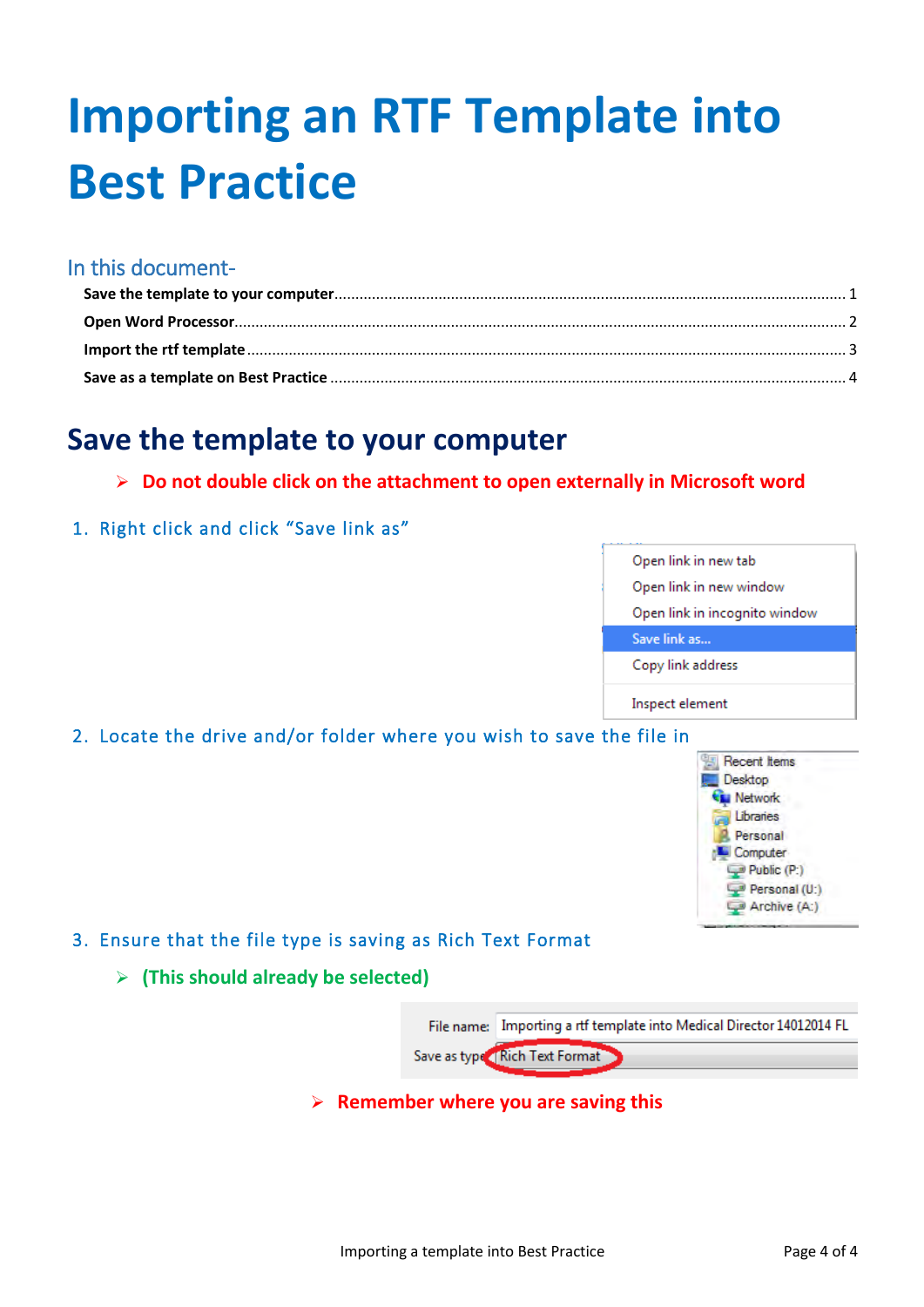# Importing an RTF Template into Best Practice

## In this document-

**Save the template to your computer** ........ 1
**Open Word Processor** ........ 2
**Import the rtf template** ........ 3
**Save as a template on Best Practice** ........ 4

## Save the template to your computer

- **Do not double click on the attachment to open externally in Microsoft word**

1. Right click and click "Save link as"

2. Locate the drive and/or folder where you wish to save the file in

3. Ensure that the file type is saving as Rich Text Format

   - **(This should already be selected)**

- **Remember where you are saving this**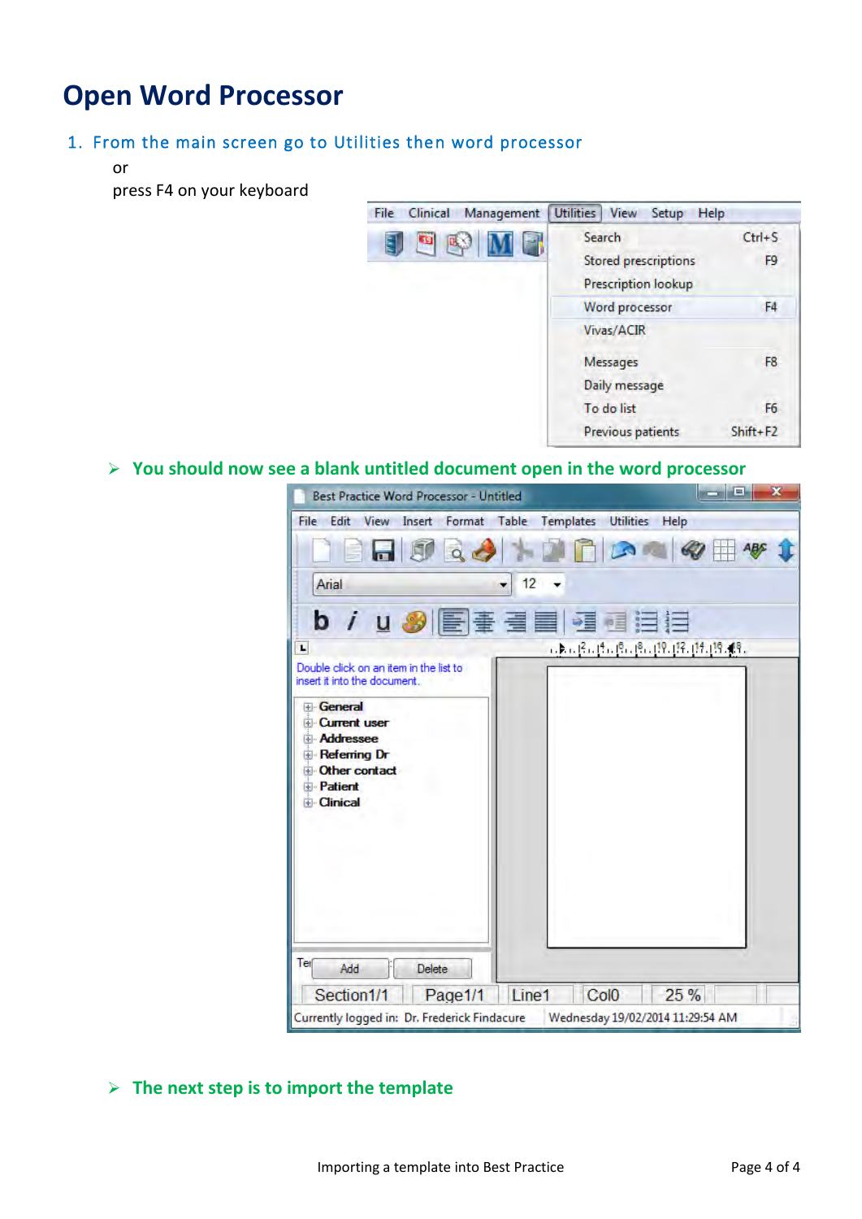# Open Word Processor

1. From the main screen go to Utilities then word processor

   or

   press F4 on your keyboard

- **You should now see a blank untitled document open in the word processor**

- **The next step is to import the template**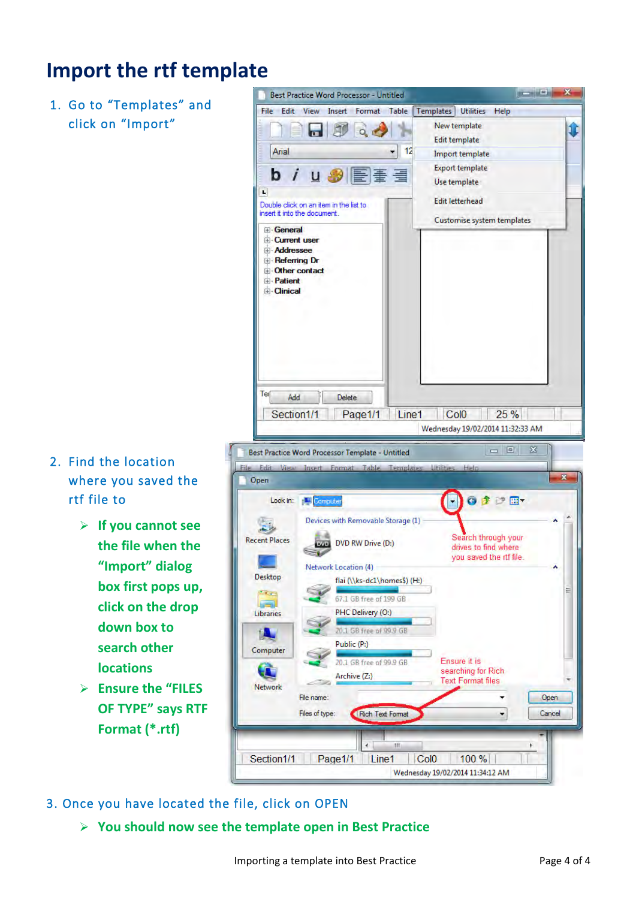# Import the rtf template

1. Go to "Templates" and click on "Import"

2. Find the location where you saved the rtf file to

   - **If you cannot see the file when the "Import" dialog box first pops up, click on the drop down box to search other locations**
   - **Ensure the "FILES OF TYPE" says RTF Format (*.rtf)**

3. Once you have located the file, click on OPEN

   - **You should now see the template open in Best Practice**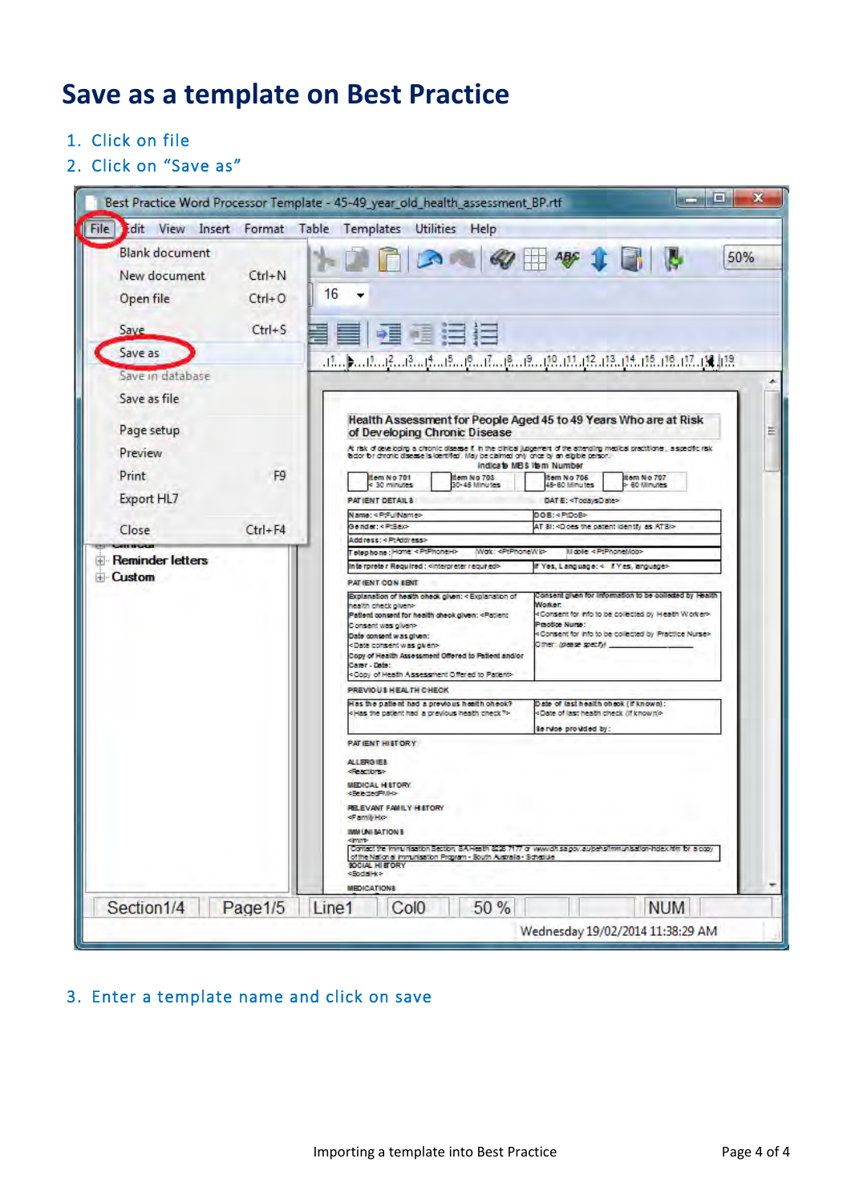# Save as a template on Best Practice

1. Click on file
2. Click on “Save as”

3. Enter a template name and click on save